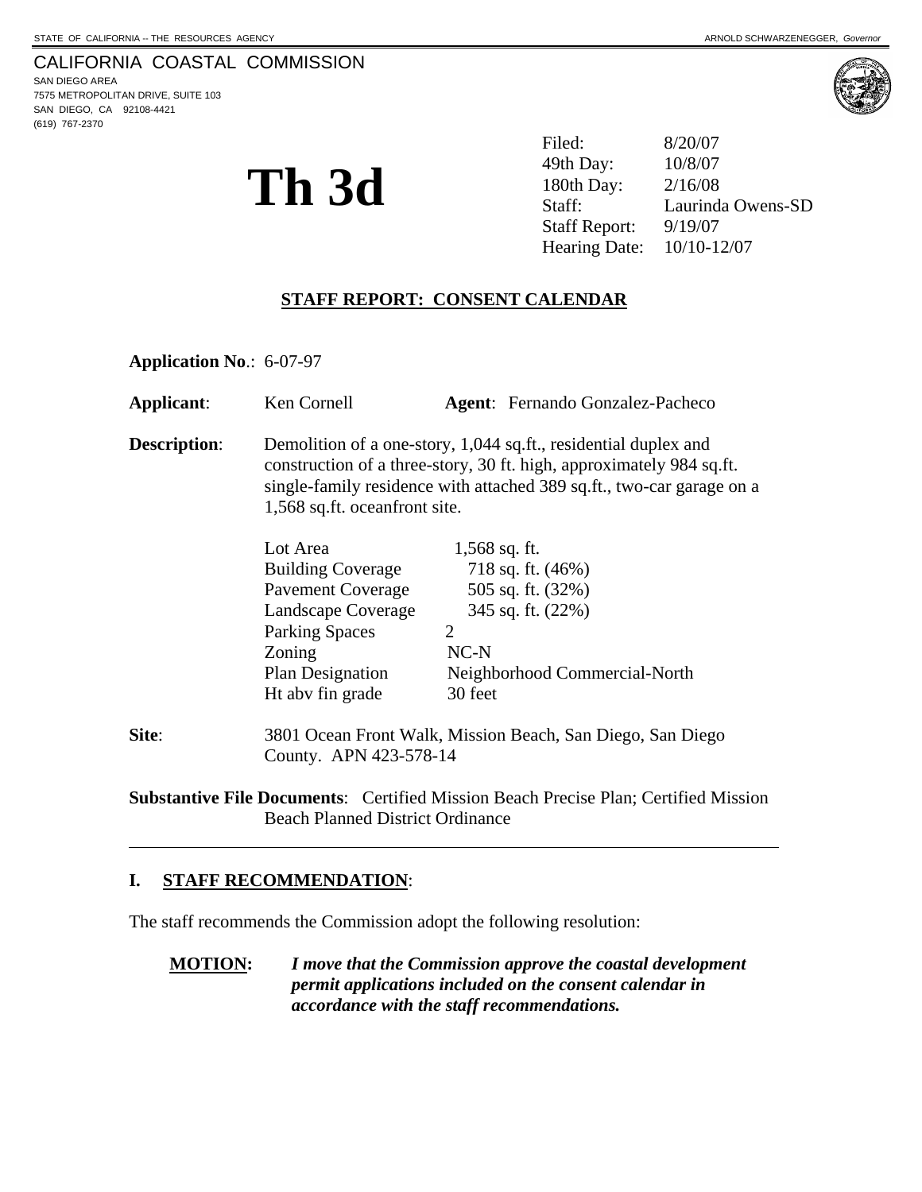STATE OF CALIFORNIA -- THE RESOURCES AGENCY ARNOLD SCHWARZENEGGER, *Governor*

CALIFORNIA COASTAL COMMISSION
SAN DIEGO AREA
7575 METROPOLITAN DRIVE, SUITE 103
SAN DIEGO, CA 92108-4421
(619) 767-2370

# Th 3d

| | |
|---|---|
| Filed: | 8/20/07 |
| 49th Day: | 10/8/07 |
| 180th Day: | 2/16/08 |
| Staff: | Laurinda Owens-SD |
| Staff Report: | 9/19/07 |
| Hearing Date: | 10/10-12/07 |

## STAFF REPORT: CONSENT CALENDAR

**Application No**.: 6-07-97

**Applicant**: Ken Cornell **Agent**: Fernando Gonzalez-Pacheco

**Description**: Demolition of a one-story, 1,044 sq.ft., residential duplex and construction of a three-story, 30 ft. high, approximately 984 sq.ft. single-family residence with attached 389 sq.ft., two-car garage on a 1,568 sq.ft. oceanfront site.

| | |
|---|---|
| Lot Area | 1,568 sq. ft. |
| Building Coverage | 718 sq. ft. (46%) |
| Pavement Coverage | 505 sq. ft. (32%) |
| Landscape Coverage | 345 sq. ft. (22%) |
| Parking Spaces | 2 |
| Zoning | NC-N |
| Plan Designation | Neighborhood Commercial-North |
| Ht abv fin grade | 30 feet |

**Site**: 3801 Ocean Front Walk, Mission Beach, San Diego, San Diego County. APN 423-578-14

**Substantive File Documents**: Certified Mission Beach Precise Plan; Certified Mission Beach Planned District Ordinance

---

## I. STAFF RECOMMENDATION:

The staff recommends the Commission adopt the following resolution:

**MOTION:** ***I move that the Commission approve the coastal development permit applications included on the consent calendar in accordance with the staff recommendations.***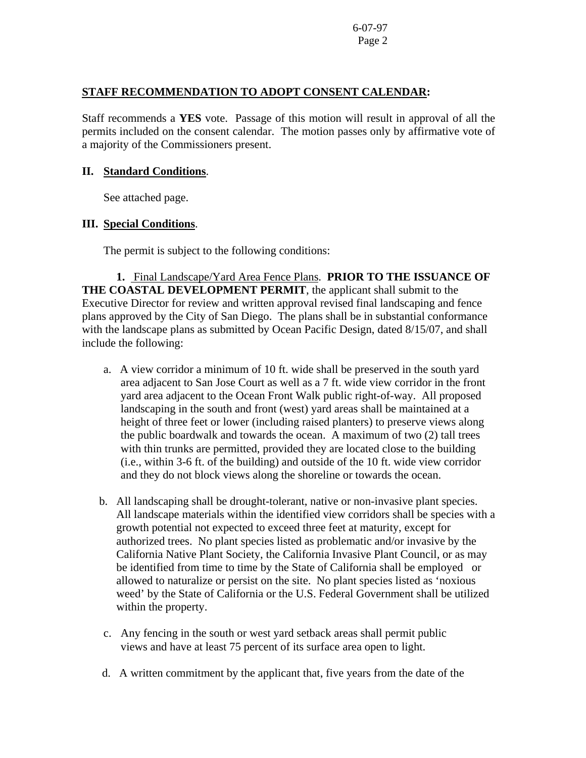**STAFF RECOMMENDATION TO ADOPT CONSENT CALENDAR:**

Staff recommends a **YES** vote. Passage of this motion will result in approval of all the permits included on the consent calendar. The motion passes only by affirmative vote of a majority of the Commissioners present.

## II. Standard Conditions.

See attached page.

## III. Special Conditions.

The permit is subject to the following conditions:

**1.** Final Landscape/Yard Area Fence Plans. **PRIOR TO THE ISSUANCE OF THE COASTAL DEVELOPMENT PERMIT**, the applicant shall submit to the Executive Director for review and written approval revised final landscaping and fence plans approved by the City of San Diego. The plans shall be in substantial conformance with the landscape plans as submitted by Ocean Pacific Design, dated 8/15/07, and shall include the following:

a. A view corridor a minimum of 10 ft. wide shall be preserved in the south yard area adjacent to San Jose Court as well as a 7 ft. wide view corridor in the front yard area adjacent to the Ocean Front Walk public right-of-way. All proposed landscaping in the south and front (west) yard areas shall be maintained at a height of three feet or lower (including raised planters) to preserve views along the public boardwalk and towards the ocean. A maximum of two (2) tall trees with thin trunks are permitted, provided they are located close to the building (i.e., within 3-6 ft. of the building) and outside of the 10 ft. wide view corridor and they do not block views along the shoreline or towards the ocean.

b. All landscaping shall be drought-tolerant, native or non-invasive plant species. All landscape materials within the identified view corridors shall be species with a growth potential not expected to exceed three feet at maturity, except for authorized trees. No plant species listed as problematic and/or invasive by the California Native Plant Society, the California Invasive Plant Council, or as may be identified from time to time by the State of California shall be employed or allowed to naturalize or persist on the site. No plant species listed as 'noxious weed' by the State of California or the U.S. Federal Government shall be utilized within the property.

c. Any fencing in the south or west yard setback areas shall permit public views and have at least 75 percent of its surface area open to light.

d. A written commitment by the applicant that, five years from the date of the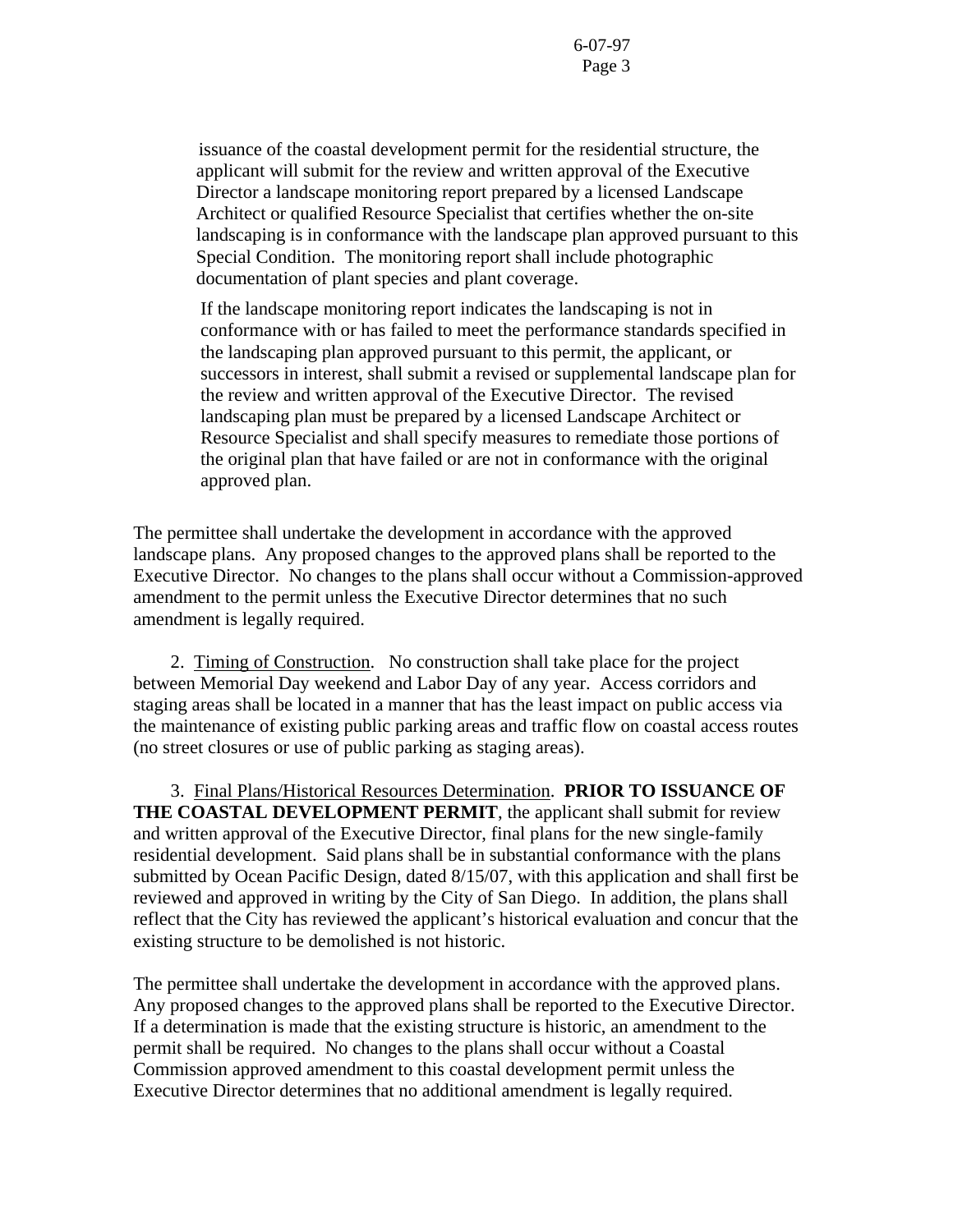issuance of the coastal development permit for the residential structure, the applicant will submit for the review and written approval of the Executive Director a landscape monitoring report prepared by a licensed Landscape Architect or qualified Resource Specialist that certifies whether the on-site landscaping is in conformance with the landscape plan approved pursuant to this Special Condition. The monitoring report shall include photographic documentation of plant species and plant coverage.

If the landscape monitoring report indicates the landscaping is not in conformance with or has failed to meet the performance standards specified in the landscaping plan approved pursuant to this permit, the applicant, or successors in interest, shall submit a revised or supplemental landscape plan for the review and written approval of the Executive Director. The revised landscaping plan must be prepared by a licensed Landscape Architect or Resource Specialist and shall specify measures to remediate those portions of the original plan that have failed or are not in conformance with the original approved plan.

The permittee shall undertake the development in accordance with the approved landscape plans. Any proposed changes to the approved plans shall be reported to the Executive Director. No changes to the plans shall occur without a Commission-approved amendment to the permit unless the Executive Director determines that no such amendment is legally required.

2. Timing of Construction. No construction shall take place for the project between Memorial Day weekend and Labor Day of any year. Access corridors and staging areas shall be located in a manner that has the least impact on public access via the maintenance of existing public parking areas and traffic flow on coastal access routes (no street closures or use of public parking as staging areas).

3. Final Plans/Historical Resources Determination. **PRIOR TO ISSUANCE OF THE COASTAL DEVELOPMENT PERMIT**, the applicant shall submit for review and written approval of the Executive Director, final plans for the new single-family residential development. Said plans shall be in substantial conformance with the plans submitted by Ocean Pacific Design, dated 8/15/07, with this application and shall first be reviewed and approved in writing by the City of San Diego. In addition, the plans shall reflect that the City has reviewed the applicant's historical evaluation and concur that the existing structure to be demolished is not historic.

The permittee shall undertake the development in accordance with the approved plans. Any proposed changes to the approved plans shall be reported to the Executive Director. If a determination is made that the existing structure is historic, an amendment to the permit shall be required. No changes to the plans shall occur without a Coastal Commission approved amendment to this coastal development permit unless the Executive Director determines that no additional amendment is legally required.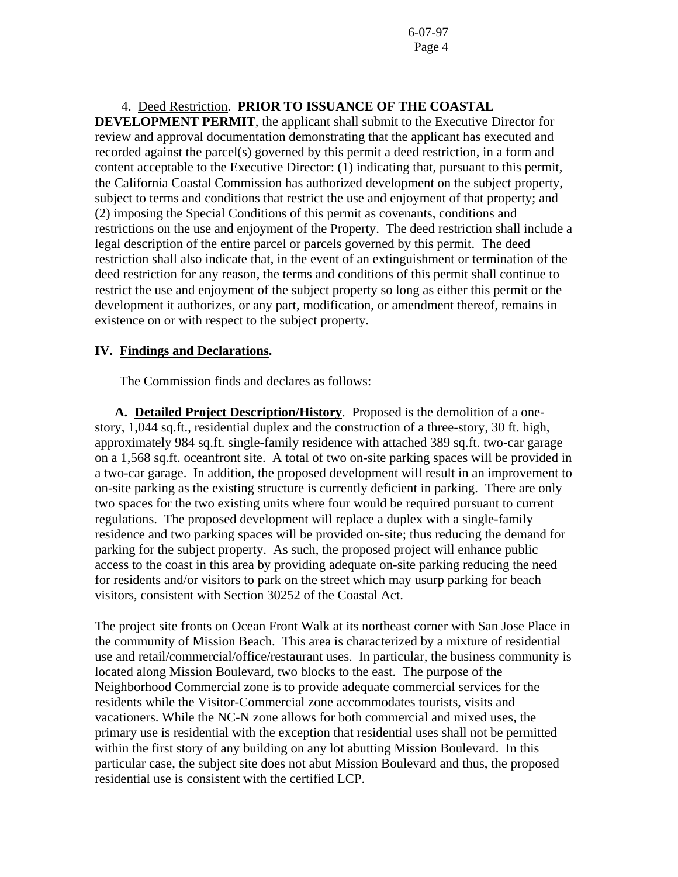4. Deed Restriction. **PRIOR TO ISSUANCE OF THE COASTAL DEVELOPMENT PERMIT**, the applicant shall submit to the Executive Director for review and approval documentation demonstrating that the applicant has executed and recorded against the parcel(s) governed by this permit a deed restriction, in a form and content acceptable to the Executive Director: (1) indicating that, pursuant to this permit, the California Coastal Commission has authorized development on the subject property, subject to terms and conditions that restrict the use and enjoyment of that property; and (2) imposing the Special Conditions of this permit as covenants, conditions and restrictions on the use and enjoyment of the Property. The deed restriction shall include a legal description of the entire parcel or parcels governed by this permit. The deed restriction shall also indicate that, in the event of an extinguishment or termination of the deed restriction for any reason, the terms and conditions of this permit shall continue to restrict the use and enjoyment of the subject property so long as either this permit or the development it authorizes, or any part, modification, or amendment thereof, remains in existence on or with respect to the subject property.

## IV. Findings and Declarations.

The Commission finds and declares as follows:

**A. Detailed Project Description/History**. Proposed is the demolition of a one-story, 1,044 sq.ft., residential duplex and the construction of a three-story, 30 ft. high, approximately 984 sq.ft. single-family residence with attached 389 sq.ft. two-car garage on a 1,568 sq.ft. oceanfront site. A total of two on-site parking spaces will be provided in a two-car garage. In addition, the proposed development will result in an improvement to on-site parking as the existing structure is currently deficient in parking. There are only two spaces for the two existing units where four would be required pursuant to current regulations. The proposed development will replace a duplex with a single-family residence and two parking spaces will be provided on-site; thus reducing the demand for parking for the subject property. As such, the proposed project will enhance public access to the coast in this area by providing adequate on-site parking reducing the need for residents and/or visitors to park on the street which may usurp parking for beach visitors, consistent with Section 30252 of the Coastal Act.

The project site fronts on Ocean Front Walk at its northeast corner with San Jose Place in the community of Mission Beach. This area is characterized by a mixture of residential use and retail/commercial/office/restaurant uses. In particular, the business community is located along Mission Boulevard, two blocks to the east. The purpose of the Neighborhood Commercial zone is to provide adequate commercial services for the residents while the Visitor-Commercial zone accommodates tourists, visits and vacationers. While the NC-N zone allows for both commercial and mixed uses, the primary use is residential with the exception that residential uses shall not be permitted within the first story of any building on any lot abutting Mission Boulevard. In this particular case, the subject site does not abut Mission Boulevard and thus, the proposed residential use is consistent with the certified LCP.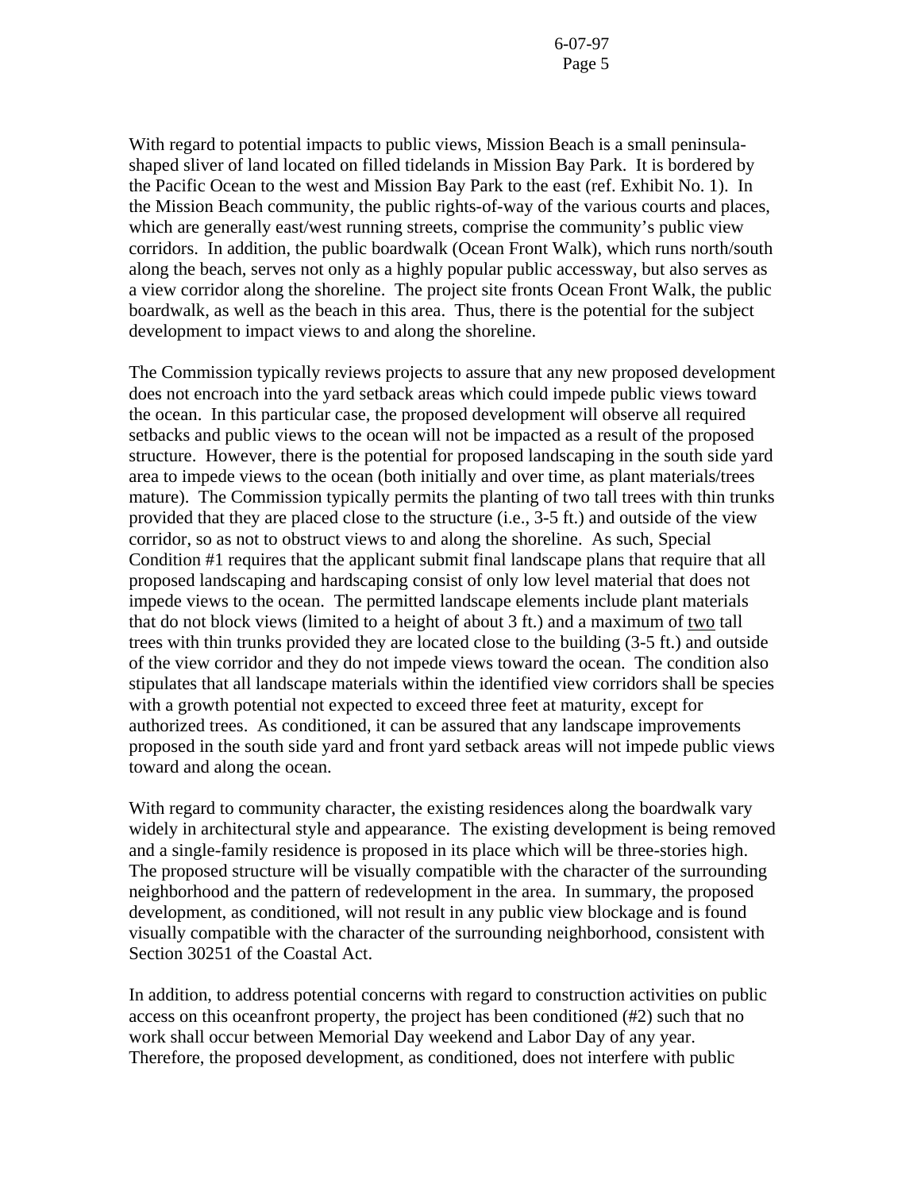With regard to potential impacts to public views, Mission Beach is a small peninsula-shaped sliver of land located on filled tidelands in Mission Bay Park. It is bordered by the Pacific Ocean to the west and Mission Bay Park to the east (ref. Exhibit No. 1). In the Mission Beach community, the public rights-of-way of the various courts and places, which are generally east/west running streets, comprise the community's public view corridors. In addition, the public boardwalk (Ocean Front Walk), which runs north/south along the beach, serves not only as a highly popular public accessway, but also serves as a view corridor along the shoreline. The project site fronts Ocean Front Walk, the public boardwalk, as well as the beach in this area. Thus, there is the potential for the subject development to impact views to and along the shoreline.

The Commission typically reviews projects to assure that any new proposed development does not encroach into the yard setback areas which could impede public views toward the ocean. In this particular case, the proposed development will observe all required setbacks and public views to the ocean will not be impacted as a result of the proposed structure. However, there is the potential for proposed landscaping in the south side yard area to impede views to the ocean (both initially and over time, as plant materials/trees mature). The Commission typically permits the planting of two tall trees with thin trunks provided that they are placed close to the structure (i.e., 3-5 ft.) and outside of the view corridor, so as not to obstruct views to and along the shoreline. As such, Special Condition #1 requires that the applicant submit final landscape plans that require that all proposed landscaping and hardscaping consist of only low level material that does not impede views to the ocean. The permitted landscape elements include plant materials that do not block views (limited to a height of about 3 ft.) and a maximum of <u>two</u> tall trees with thin trunks provided they are located close to the building (3-5 ft.) and outside of the view corridor and they do not impede views toward the ocean. The condition also stipulates that all landscape materials within the identified view corridors shall be species with a growth potential not expected to exceed three feet at maturity, except for authorized trees. As conditioned, it can be assured that any landscape improvements proposed in the south side yard and front yard setback areas will not impede public views toward and along the ocean.

With regard to community character, the existing residences along the boardwalk vary widely in architectural style and appearance. The existing development is being removed and a single-family residence is proposed in its place which will be three-stories high. The proposed structure will be visually compatible with the character of the surrounding neighborhood and the pattern of redevelopment in the area. In summary, the proposed development, as conditioned, will not result in any public view blockage and is found visually compatible with the character of the surrounding neighborhood, consistent with Section 30251 of the Coastal Act.

In addition, to address potential concerns with regard to construction activities on public access on this oceanfront property, the project has been conditioned (#2) such that no work shall occur between Memorial Day weekend and Labor Day of any year. Therefore, the proposed development, as conditioned, does not interfere with public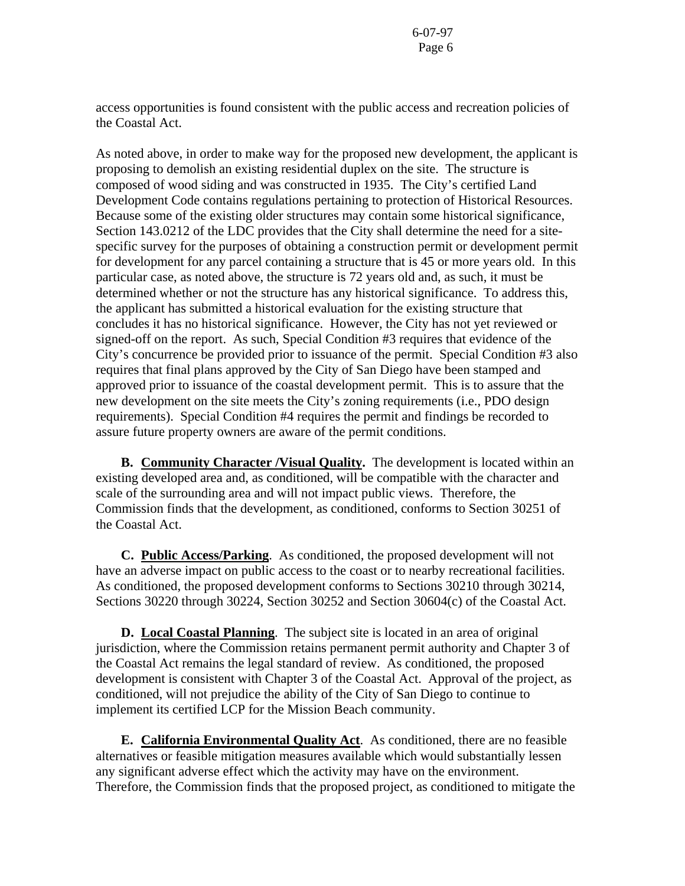access opportunities is found consistent with the public access and recreation policies of the Coastal Act.

As noted above, in order to make way for the proposed new development, the applicant is proposing to demolish an existing residential duplex on the site. The structure is composed of wood siding and was constructed in 1935. The City's certified Land Development Code contains regulations pertaining to protection of Historical Resources. Because some of the existing older structures may contain some historical significance, Section 143.0212 of the LDC provides that the City shall determine the need for a site-specific survey for the purposes of obtaining a construction permit or development permit for development for any parcel containing a structure that is 45 or more years old. In this particular case, as noted above, the structure is 72 years old and, as such, it must be determined whether or not the structure has any historical significance. To address this, the applicant has submitted a historical evaluation for the existing structure that concludes it has no historical significance. However, the City has not yet reviewed or signed-off on the report. As such, Special Condition #3 requires that evidence of the City's concurrence be provided prior to issuance of the permit. Special Condition #3 also requires that final plans approved by the City of San Diego have been stamped and approved prior to issuance of the coastal development permit. This is to assure that the new development on the site meets the City's zoning requirements (i.e., PDO design requirements). Special Condition #4 requires the permit and findings be recorded to assure future property owners are aware of the permit conditions.

**B. Community Character /Visual Quality.** The development is located within an existing developed area and, as conditioned, will be compatible with the character and scale of the surrounding area and will not impact public views. Therefore, the Commission finds that the development, as conditioned, conforms to Section 30251 of the Coastal Act.

**C. Public Access/Parking**. As conditioned, the proposed development will not have an adverse impact on public access to the coast or to nearby recreational facilities. As conditioned, the proposed development conforms to Sections 30210 through 30214, Sections 30220 through 30224, Section 30252 and Section 30604(c) of the Coastal Act.

**D. Local Coastal Planning**. The subject site is located in an area of original jurisdiction, where the Commission retains permanent permit authority and Chapter 3 of the Coastal Act remains the legal standard of review. As conditioned, the proposed development is consistent with Chapter 3 of the Coastal Act. Approval of the project, as conditioned, will not prejudice the ability of the City of San Diego to continue to implement its certified LCP for the Mission Beach community.

**E. California Environmental Quality Act**. As conditioned, there are no feasible alternatives or feasible mitigation measures available which would substantially lessen any significant adverse effect which the activity may have on the environment. Therefore, the Commission finds that the proposed project, as conditioned to mitigate the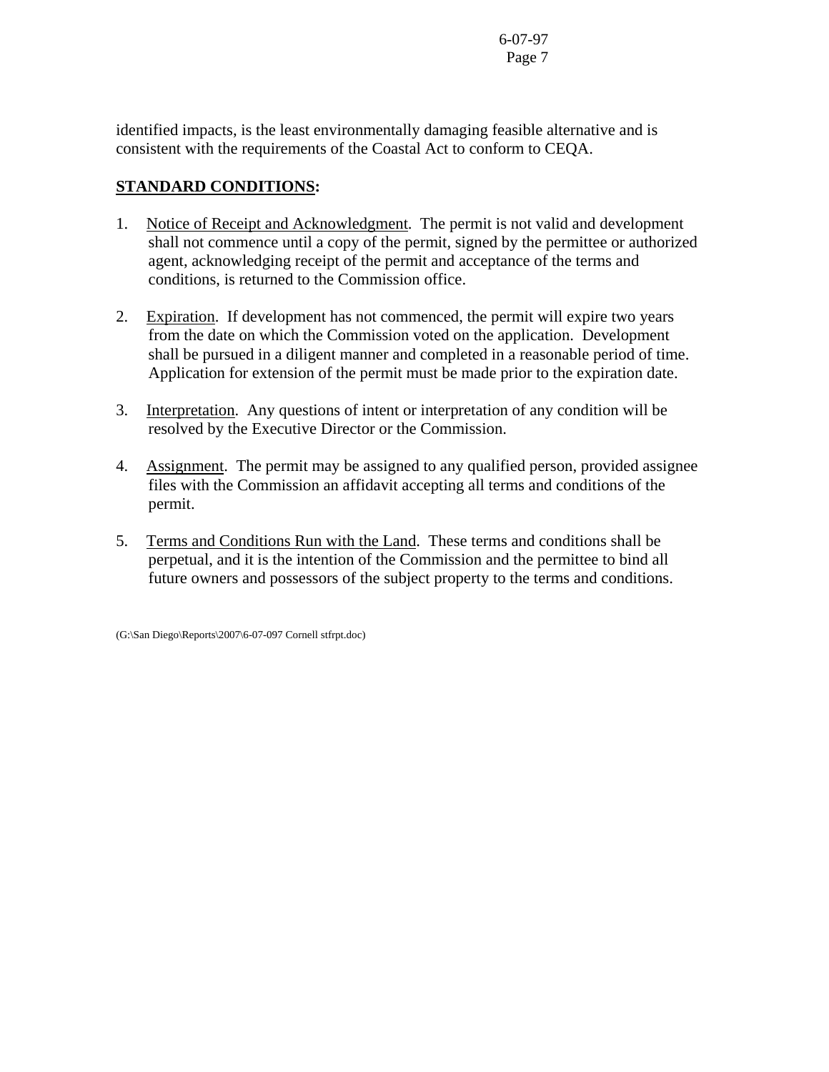identified impacts, is the least environmentally damaging feasible alternative and is consistent with the requirements of the Coastal Act to conform to CEQA.

**STANDARD CONDITIONS:**

1. Notice of Receipt and Acknowledgment. The permit is not valid and development shall not commence until a copy of the permit, signed by the permittee or authorized agent, acknowledging receipt of the permit and acceptance of the terms and conditions, is returned to the Commission office.

2. Expiration. If development has not commenced, the permit will expire two years from the date on which the Commission voted on the application. Development shall be pursued in a diligent manner and completed in a reasonable period of time. Application for extension of the permit must be made prior to the expiration date.

3. Interpretation. Any questions of intent or interpretation of any condition will be resolved by the Executive Director or the Commission.

4. Assignment. The permit may be assigned to any qualified person, provided assignee files with the Commission an affidavit accepting all terms and conditions of the permit.

5. Terms and Conditions Run with the Land. These terms and conditions shall be perpetual, and it is the intention of the Commission and the permittee to bind all future owners and possessors of the subject property to the terms and conditions.

(G:\San Diego\Reports\2007\6-07-097 Cornell stfrpt.doc)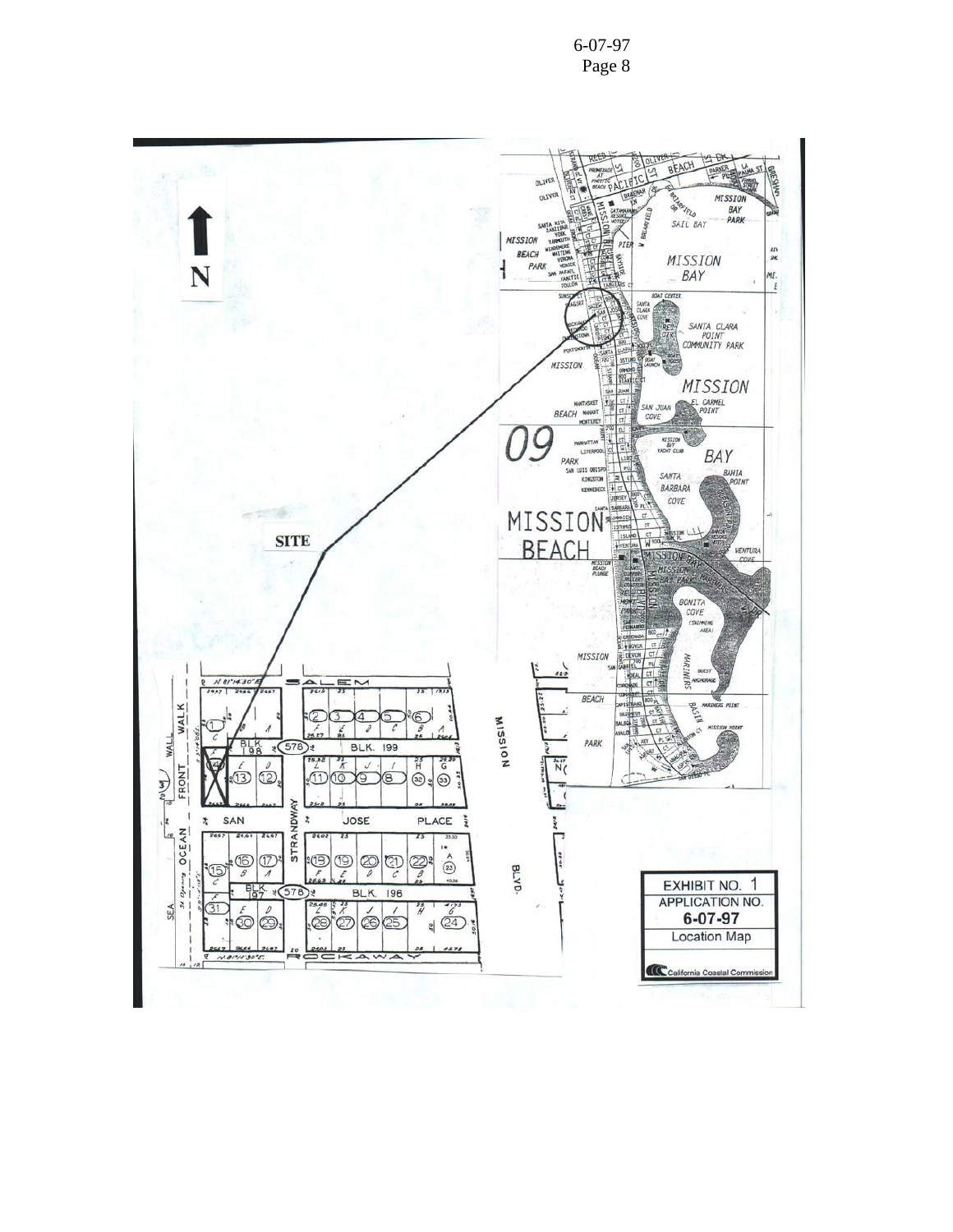SITE

EXHIBIT NO. 1
APPLICATION NO.
**6-07-97**
Location Map

California Coastal Commission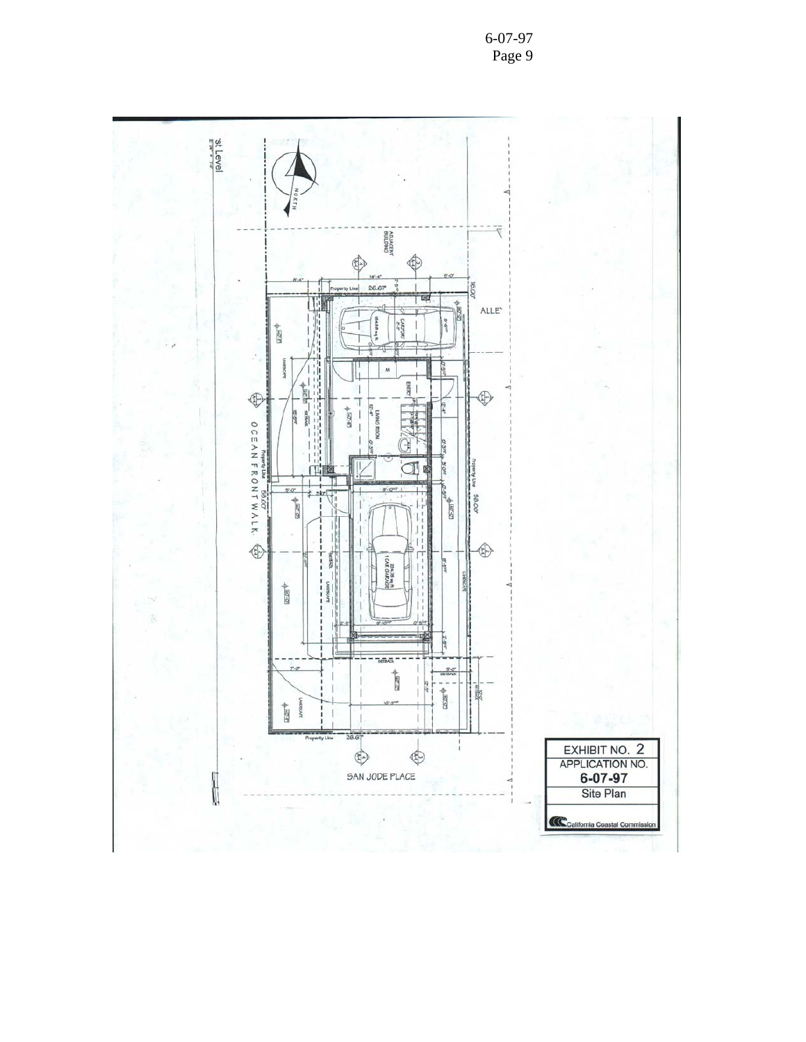EXHIBIT NO. 2

APPLICATION NO.

**6-07-97**

Site Plan

California Coastal Commission